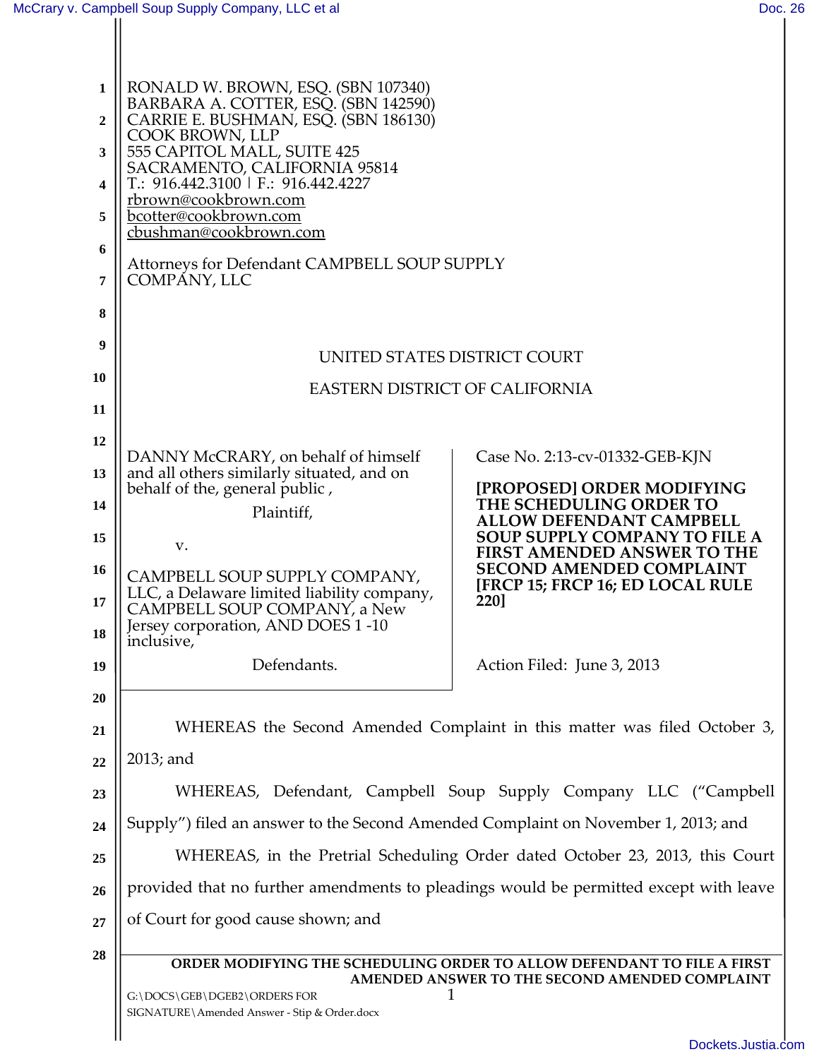RONALD W. BROWN, ESQ. (SBN 107340)
BARBARA A. COTTER, ESQ. (SBN 142590)
CARRIE E. BUSHMAN, ESQ. (SBN 186130)
COOK BROWN, LLP
555 CAPITOL MALL, SUITE 425
SACRAMENTO, CALIFORNIA 95814
T.: 916.442.3100 | F.: 916.442.4227
rbrown@cookbrown.com
bcotter@cookbrown.com
cbushman@cookbrown.com

Attorneys for Defendant CAMPBELL SOUP SUPPLY COMPANY, LLC

UNITED STATES DISTRICT COURT

EASTERN DISTRICT OF CALIFORNIA

DANNY McCRARY, on behalf of himself and all others similarly situated, and on behalf of the, general public ,

Plaintiff,

v.

CAMPBELL SOUP SUPPLY COMPANY, LLC, a Delaware limited liability company, CAMPBELL SOUP COMPANY, a New Jersey corporation, AND DOES 1 -10 inclusive,

Defendants.

Case No. 2:13-cv-01332-GEB-KJN

**[PROPOSED] ORDER MODIFYING THE SCHEDULING ORDER TO ALLOW DEFENDANT CAMPBELL SOUP SUPPLY COMPANY TO FILE A FIRST AMENDED ANSWER TO THE SECOND AMENDED COMPLAINT [FRCP 15; FRCP 16; ED LOCAL RULE 220]**

Action Filed: June 3, 2013

WHEREAS the Second Amended Complaint in this matter was filed October 3, 2013; and

WHEREAS, Defendant, Campbell Soup Supply Company LLC ("Campbell Supply") filed an answer to the Second Amended Complaint on November 1, 2013; and

WHEREAS, in the Pretrial Scheduling Order dated October 23, 2013, this Court provided that no further amendments to pleadings would be permitted except with leave of Court for good cause shown; and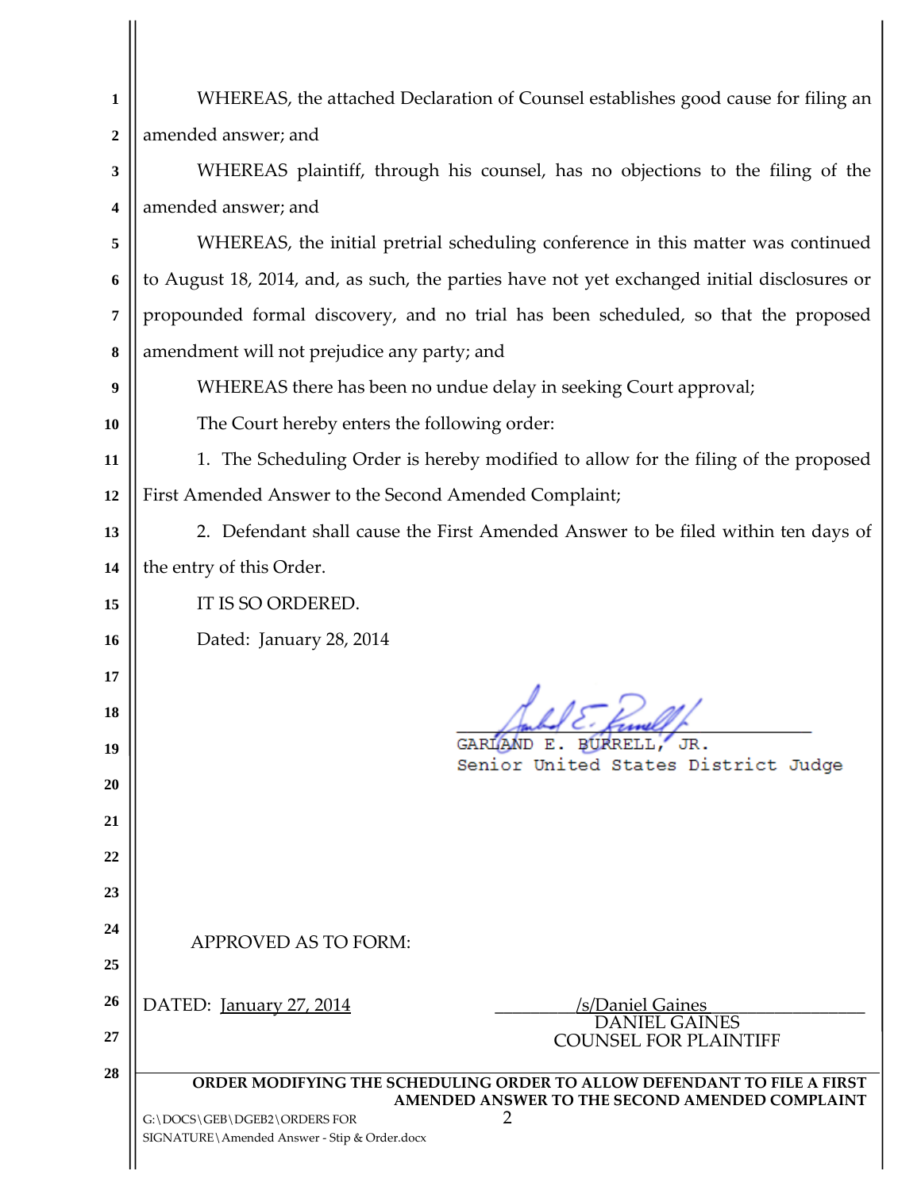WHEREAS, the attached Declaration of Counsel establishes good cause for filing an amended answer; and

WHEREAS plaintiff, through his counsel, has no objections to the filing of the amended answer; and

WHEREAS, the initial pretrial scheduling conference in this matter was continued to August 18, 2014, and, as such, the parties have not yet exchanged initial disclosures or propounded formal discovery, and no trial has been scheduled, so that the proposed amendment will not prejudice any party; and

WHEREAS there has been no undue delay in seeking Court approval;

The Court hereby enters the following order:

1. The Scheduling Order is hereby modified to allow for the filing of the proposed First Amended Answer to the Second Amended Complaint;

2. Defendant shall cause the First Amended Answer to be filed within ten days of the entry of this Order.

IT IS SO ORDERED.

Dated: January 28, 2014

GARLAND E. BURRELL, JR.
Senior United States District Judge

APPROVED AS TO FORM:

DATED: January 27, 2014

/s/Daniel Gaines
DANIEL GAINES
COUNSEL FOR PLAINTIFF

**ORDER MODIFYING THE SCHEDULING ORDER TO ALLOW DEFENDANT TO FILE A FIRST AMENDED ANSWER TO THE SECOND AMENDED COMPLAINT**

G:\DOCS\GEB\DGEB2\ORDERS FOR SIGNATURE\Amended Answer - Stip & Order.docx